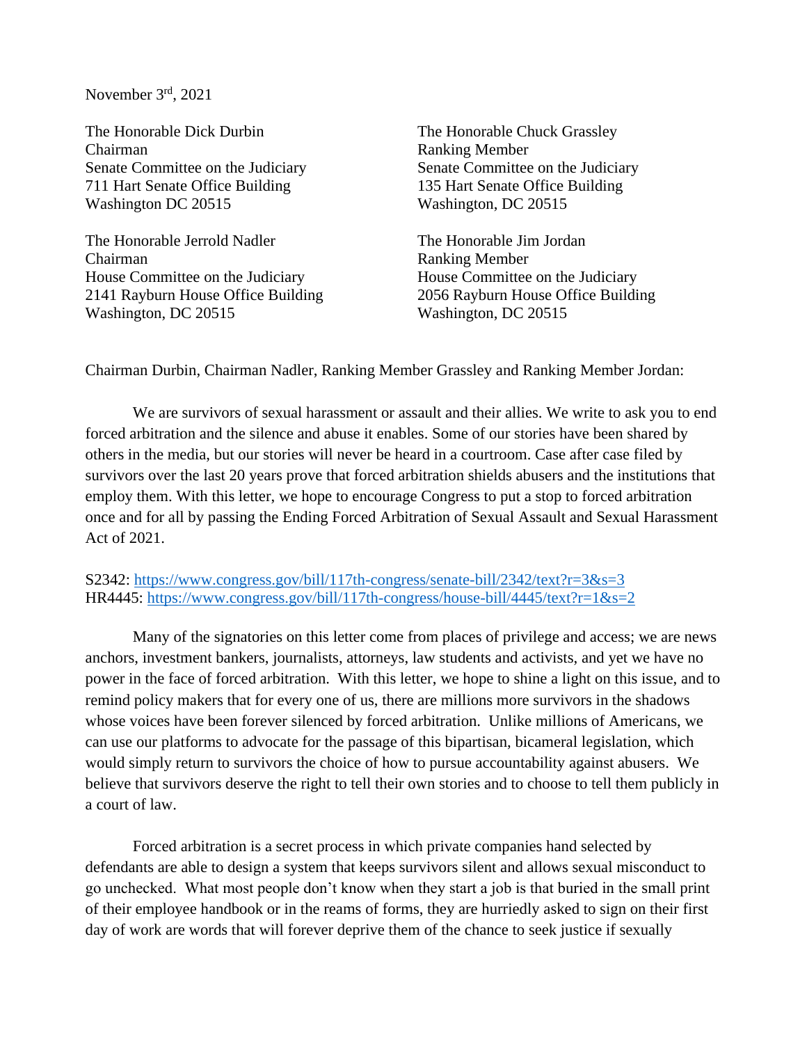November 3rd, 2021

The Honorable Dick Durbin
Chairman
Senate Committee on the Judiciary
711 Hart Senate Office Building
Washington DC 20515

The Honorable Chuck Grassley
Ranking Member
Senate Committee on the Judiciary
135 Hart Senate Office Building
Washington, DC 20515

The Honorable Jerrold Nadler
Chairman
House Committee on the Judiciary
2141 Rayburn House Office Building
Washington, DC 20515

The Honorable Jim Jordan
Ranking Member
House Committee on the Judiciary
2056 Rayburn House Office Building
Washington, DC 20515

Chairman Durbin, Chairman Nadler, Ranking Member Grassley and Ranking Member Jordan:

We are survivors of sexual harassment or assault and their allies. We write to ask you to end forced arbitration and the silence and abuse it enables. Some of our stories have been shared by others in the media, but our stories will never be heard in a courtroom. Case after case filed by survivors over the last 20 years prove that forced arbitration shields abusers and the institutions that employ them. With this letter, we hope to encourage Congress to put a stop to forced arbitration once and for all by passing the Ending Forced Arbitration of Sexual Assault and Sexual Harassment Act of 2021.

S2342: [https://www.congress.gov/bill/117th-congress/senate-bill/2342/text?r=3&s=3](https://www.congress.gov/bill/117th-congress/senate-bill/2342/text?r=3&s=3)
HR4445: [https://www.congress.gov/bill/117th-congress/house-bill/4445/text?r=1&s=2](https://www.congress.gov/bill/117th-congress/house-bill/4445/text?r=1&s=2)

Many of the signatories on this letter come from places of privilege and access; we are news anchors, investment bankers, journalists, attorneys, law students and activists, and yet we have no power in the face of forced arbitration. With this letter, we hope to shine a light on this issue, and to remind policy makers that for every one of us, there are millions more survivors in the shadows whose voices have been forever silenced by forced arbitration. Unlike millions of Americans, we can use our platforms to advocate for the passage of this bipartisan, bicameral legislation, which would simply return to survivors the choice of how to pursue accountability against abusers. We believe that survivors deserve the right to tell their own stories and to choose to tell them publicly in a court of law.

Forced arbitration is a secret process in which private companies hand selected by defendants are able to design a system that keeps survivors silent and allows sexual misconduct to go unchecked. What most people don't know when they start a job is that buried in the small print of their employee handbook or in the reams of forms, they are hurriedly asked to sign on their first day of work are words that will forever deprive them of the chance to seek justice if sexually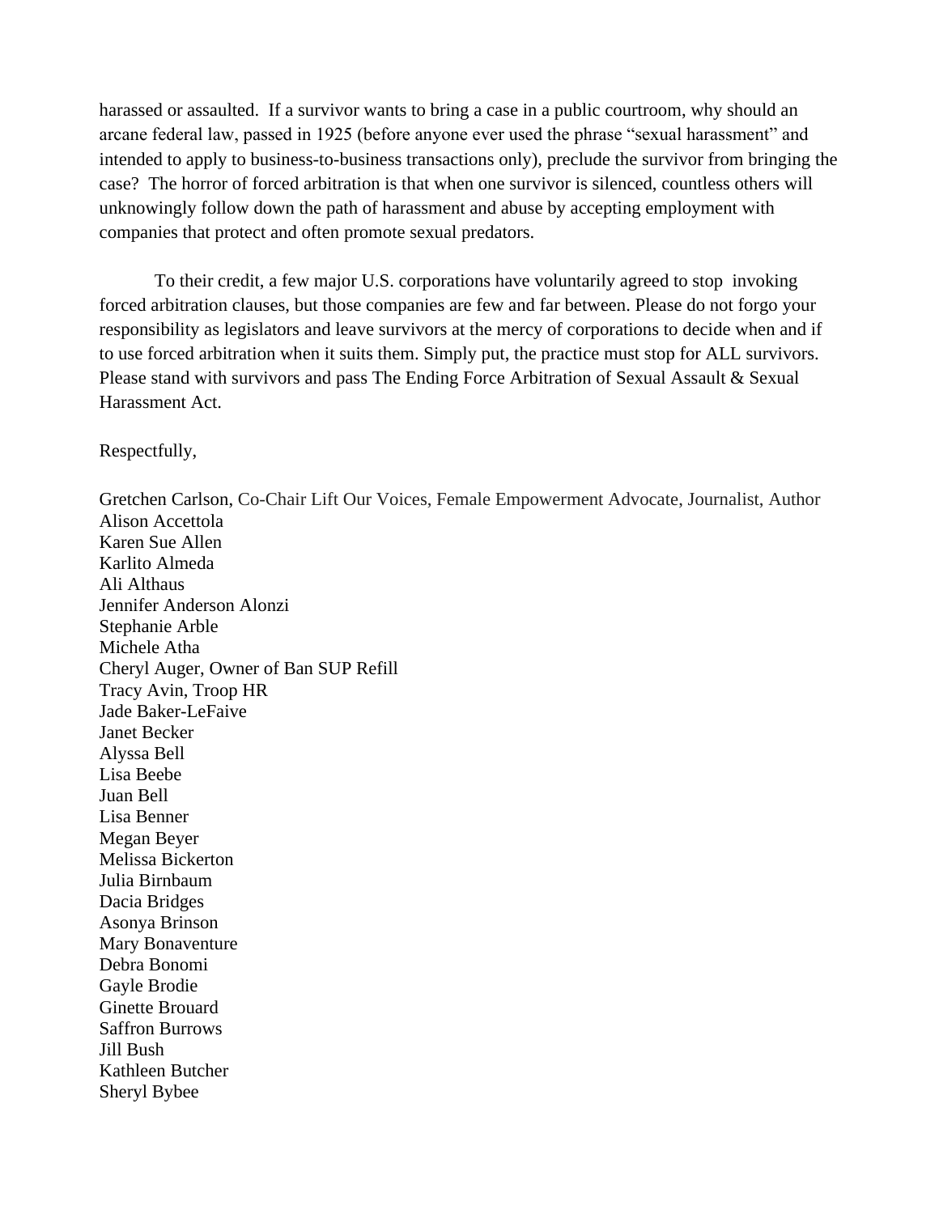harassed or assaulted. If a survivor wants to bring a case in a public courtroom, why should an arcane federal law, passed in 1925 (before anyone ever used the phrase "sexual harassment" and intended to apply to business-to-business transactions only), preclude the survivor from bringing the case? The horror of forced arbitration is that when one survivor is silenced, countless others will unknowingly follow down the path of harassment and abuse by accepting employment with companies that protect and often promote sexual predators.

To their credit, a few major U.S. corporations have voluntarily agreed to stop invoking forced arbitration clauses, but those companies are few and far between. Please do not forgo your responsibility as legislators and leave survivors at the mercy of corporations to decide when and if to use forced arbitration when it suits them. Simply put, the practice must stop for ALL survivors. Please stand with survivors and pass The Ending Force Arbitration of Sexual Assault & Sexual Harassment Act.

Respectfully,

Gretchen Carlson, Co-Chair Lift Our Voices, Female Empowerment Advocate, Journalist, Author
Alison Accettola
Karen Sue Allen
Karlito Almeda
Ali Althaus
Jennifer Anderson Alonzi
Stephanie Arble
Michele Atha
Cheryl Auger, Owner of Ban SUP Refill
Tracy Avin, Troop HR
Jade Baker-LeFaive
Janet Becker
Alyssa Bell
Lisa Beebe
Juan Bell
Lisa Benner
Megan Beyer
Melissa Bickerton
Julia Birnbaum
Dacia Bridges
Asonya Brinson
Mary Bonaventure
Debra Bonomi
Gayle Brodie
Ginette Brouard
Saffron Burrows
Jill Bush
Kathleen Butcher
Sheryl Bybee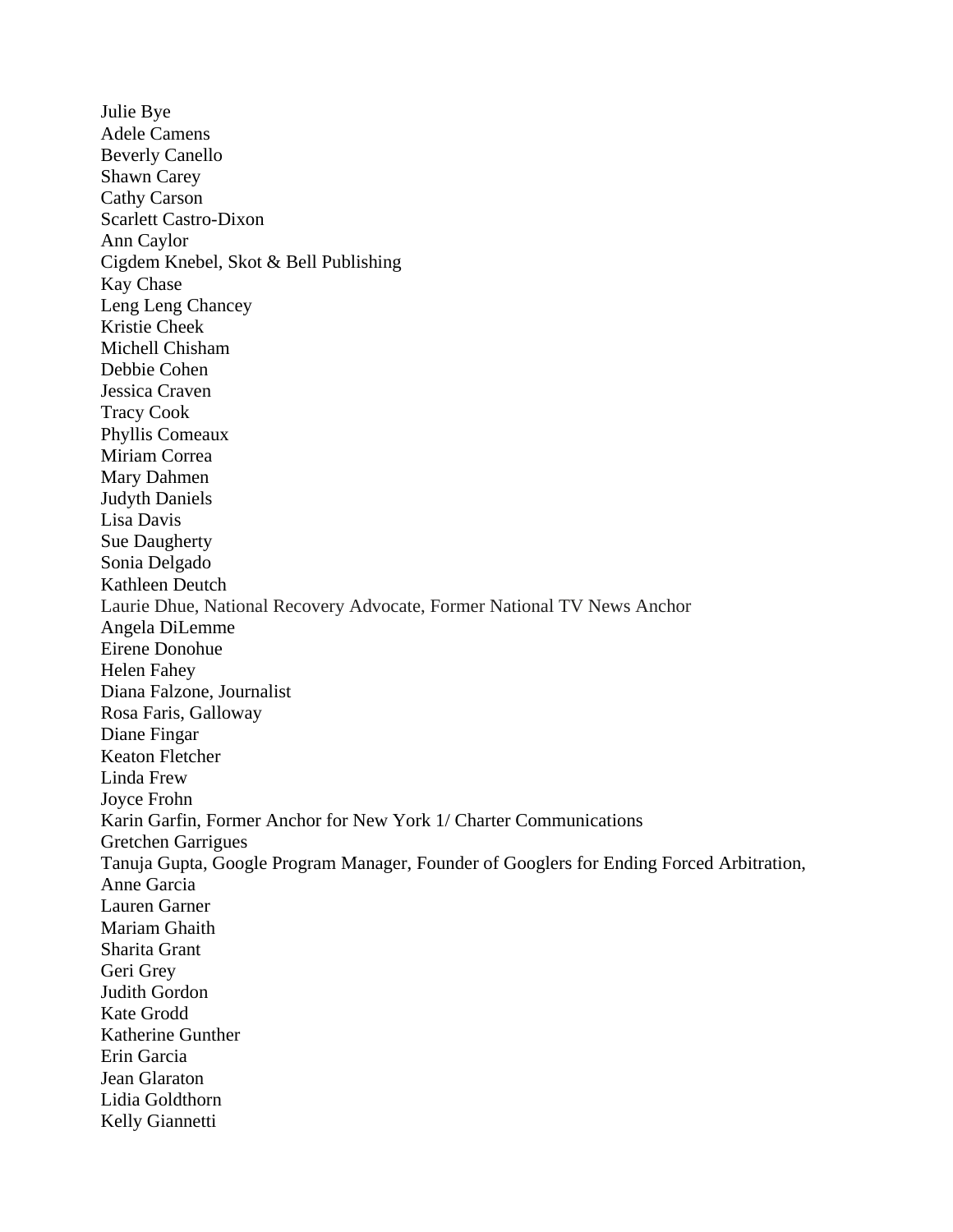Julie Bye
Adele Camens
Beverly Canello
Shawn Carey
Cathy Carson
Scarlett Castro-Dixon
Ann Caylor
Cigdem Knebel, Skot & Bell Publishing
Kay Chase
Leng Leng Chancey
Kristie Cheek
Michell Chisham
Debbie Cohen
Jessica Craven
Tracy Cook
Phyllis Comeaux
Miriam Correa
Mary Dahmen
Judyth Daniels
Lisa Davis
Sue Daugherty
Sonia Delgado
Kathleen Deutch
Laurie Dhue, National Recovery Advocate, Former National TV News Anchor
Angela DiLemme
Eirene Donohue
Helen Fahey
Diana Falzone, Journalist
Rosa Faris, Galloway
Diane Fingar
Keaton Fletcher
Linda Frew
Joyce Frohn
Karin Garfin, Former Anchor for New York 1/ Charter Communications
Gretchen Garrigues
Tanuja Gupta, Google Program Manager, Founder of Googlers for Ending Forced Arbitration,
Anne Garcia
Lauren Garner
Mariam Ghaith
Sharita Grant
Geri Grey
Judith Gordon
Kate Grodd
Katherine Gunther
Erin Garcia
Jean Glaraton
Lidia Goldthorn
Kelly Giannetti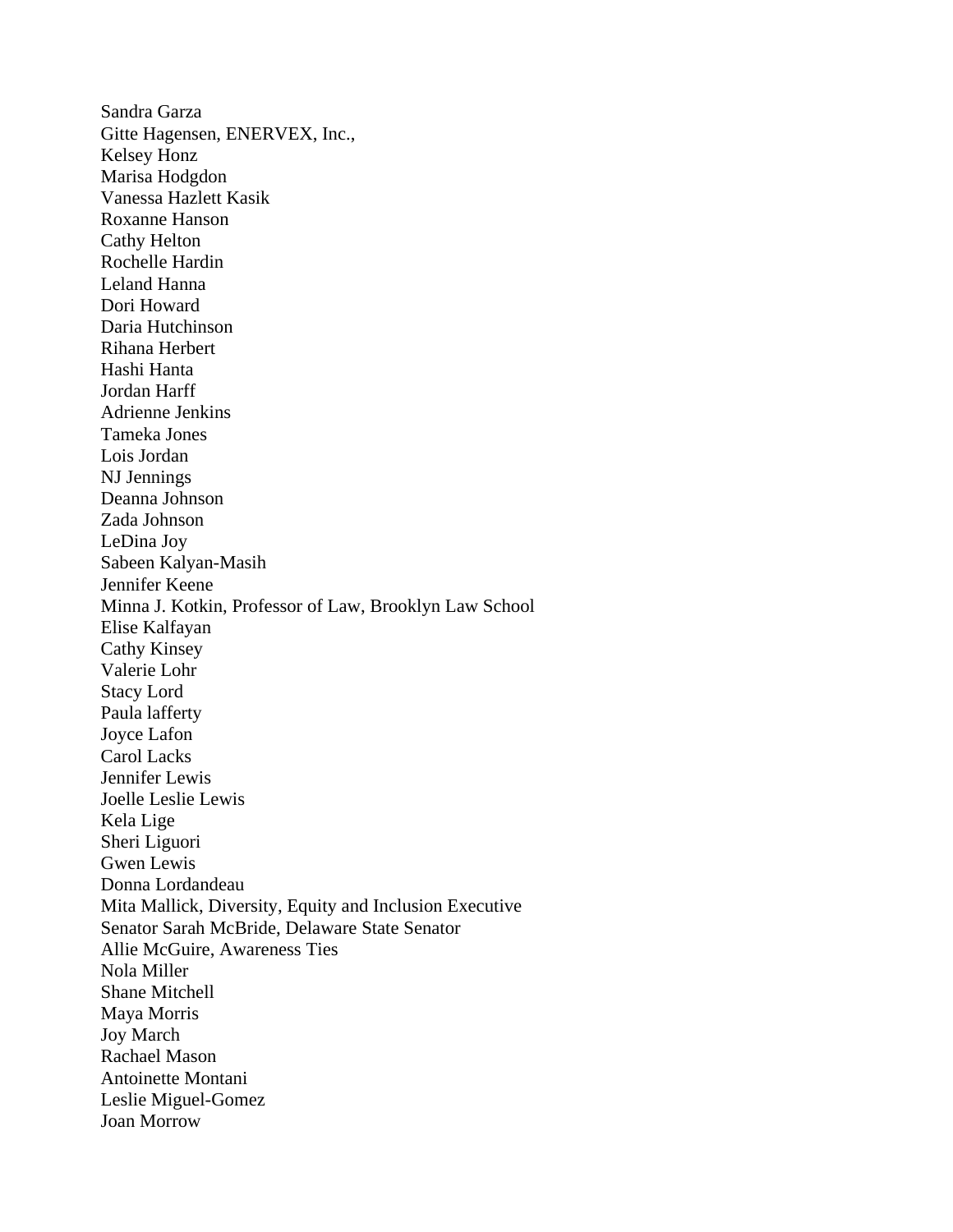Sandra Garza  
Gitte Hagensen, ENERVEX, Inc.,  
Kelsey Honz  
Marisa Hodgdon  
Vanessa Hazlett Kasik  
Roxanne Hanson  
Cathy Helton  
Rochelle Hardin  
Leland Hanna  
Dori Howard  
Daria Hutchinson  
Rihana Herbert  
Hashi Hanta  
Jordan Harff  
Adrienne Jenkins  
Tameka Jones  
Lois Jordan  
NJ Jennings  
Deanna Johnson  
Zada Johnson  
LeDina Joy  
Sabeen Kalyan-Masih  
Jennifer Keene  
Minna J. Kotkin, Professor of Law, Brooklyn Law School  
Elise Kalfayan  
Cathy Kinsey  
Valerie Lohr  
Stacy Lord  
Paula lafferty  
Joyce Lafon  
Carol Lacks  
Jennifer Lewis  
Joelle Leslie Lewis  
Kela Lige  
Sheri Liguori  
Gwen Lewis  
Donna Lordandeau  
Mita Mallick, Diversity, Equity and Inclusion Executive  
Senator Sarah McBride, Delaware State Senator  
Allie McGuire, Awareness Ties  
Nola Miller  
Shane Mitchell  
Maya Morris  
Joy March  
Rachael Mason  
Antoinette Montani  
Leslie Miguel-Gomez  
Joan Morrow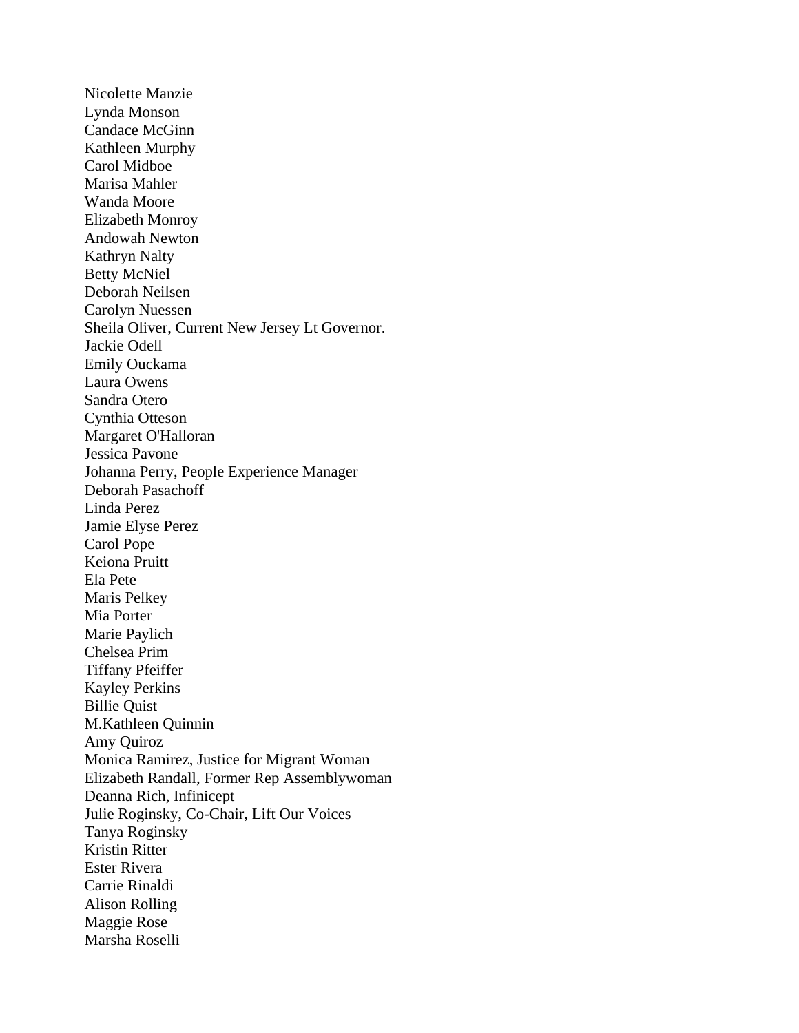Nicolette Manzie  
Lynda Monson  
Candace McGinn  
Kathleen Murphy  
Carol Midboe  
Marisa Mahler  
Wanda Moore  
Elizabeth Monroy  
Andowah Newton  
Kathryn Nalty  
Betty McNiel  
Deborah Neilsen  
Carolyn Nuessen  
Sheila Oliver, Current New Jersey Lt Governor.  
Jackie Odell  
Emily Ouckama  
Laura Owens  
Sandra Otero  
Cynthia Otteson  
Margaret O'Halloran  
Jessica Pavone  
Johanna Perry, People Experience Manager  
Deborah Pasachoff  
Linda Perez  
Jamie Elyse Perez  
Carol Pope  
Keiona Pruitt  
Ela Pete  
Maris Pelkey  
Mia Porter  
Marie Paylich  
Chelsea Prim  
Tiffany Pfeiffer  
Kayley Perkins  
Billie Quist  
M.Kathleen Quinnin  
Amy Quiroz  
Monica Ramirez, Justice for Migrant Woman  
Elizabeth Randall, Former Rep Assemblywoman  
Deanna Rich, Infinicept  
Julie Roginsky, Co-Chair, Lift Our Voices  
Tanya Roginsky  
Kristin Ritter  
Ester Rivera  
Carrie Rinaldi  
Alison Rolling  
Maggie Rose  
Marsha Roselli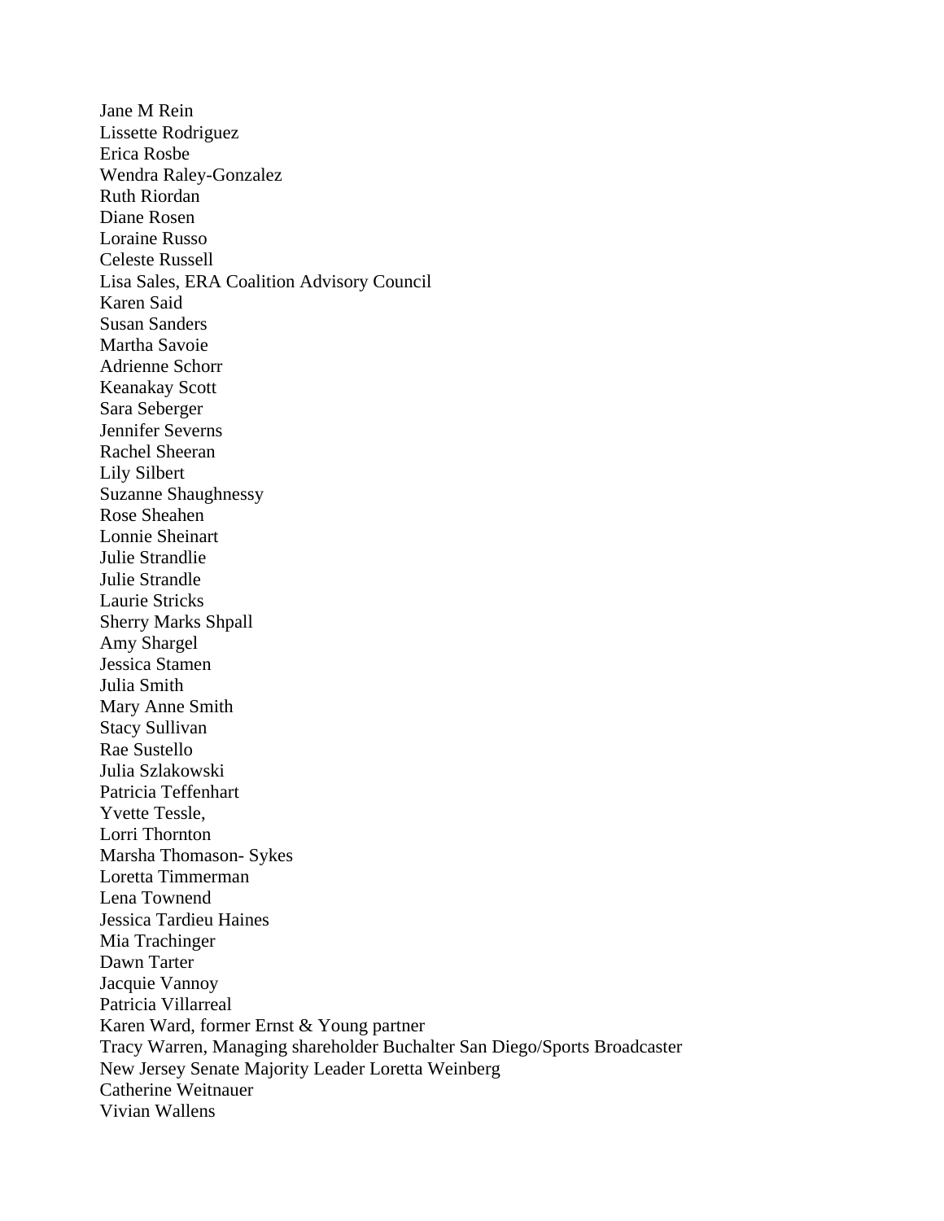Jane M Rein
Lissette Rodriguez
Erica Rosbe
Wendra Raley-Gonzalez
Ruth Riordan
Diane Rosen
Loraine Russo
Celeste Russell
Lisa Sales, ERA Coalition Advisory Council
Karen Said
Susan Sanders
Martha Savoie
Adrienne Schorr
Keanakay Scott
Sara Seberger
Jennifer Severns
Rachel Sheeran
Lily Silbert
Suzanne Shaughnessy
Rose Sheahen
Lonnie Sheinart
Julie Strandlie
Julie Strandle
Laurie Stricks
Sherry Marks Shpall
Amy Shargel
Jessica Stamen
Julia Smith
Mary Anne Smith
Stacy Sullivan
Rae Sustello
Julia Szlakowski
Patricia Teffenhart
Yvette Tessle,
Lorri Thornton
Marsha Thomason- Sykes
Loretta Timmerman
Lena Townend
Jessica Tardieu Haines
Mia Trachinger
Dawn Tarter
Jacquie Vannoy
Patricia Villarreal
Karen Ward, former Ernst & Young partner
Tracy Warren, Managing shareholder Buchalter San Diego/Sports Broadcaster
New Jersey Senate Majority Leader Loretta Weinberg
Catherine Weitnauer
Vivian Wallens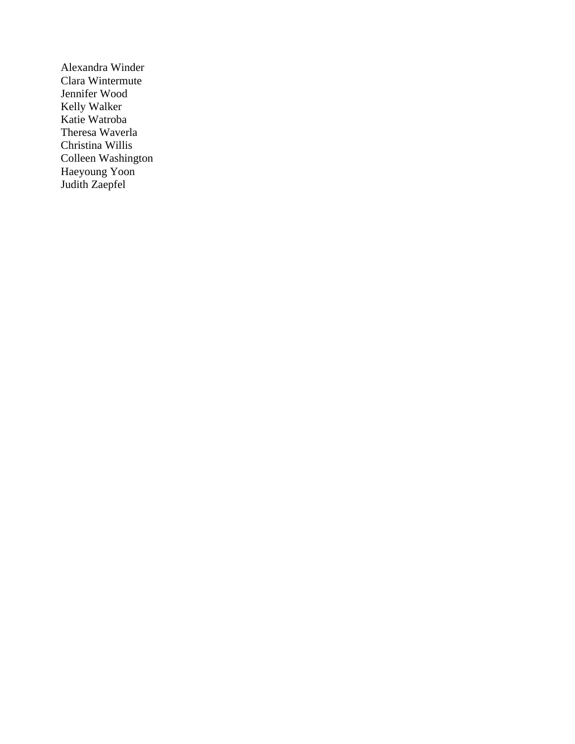Alexandra Winder
Clara Wintermute
Jennifer Wood
Kelly Walker
Katie Watroba
Theresa Waverla
Christina Willis
Colleen Washington
Haeyoung Yoon
Judith Zaepfel